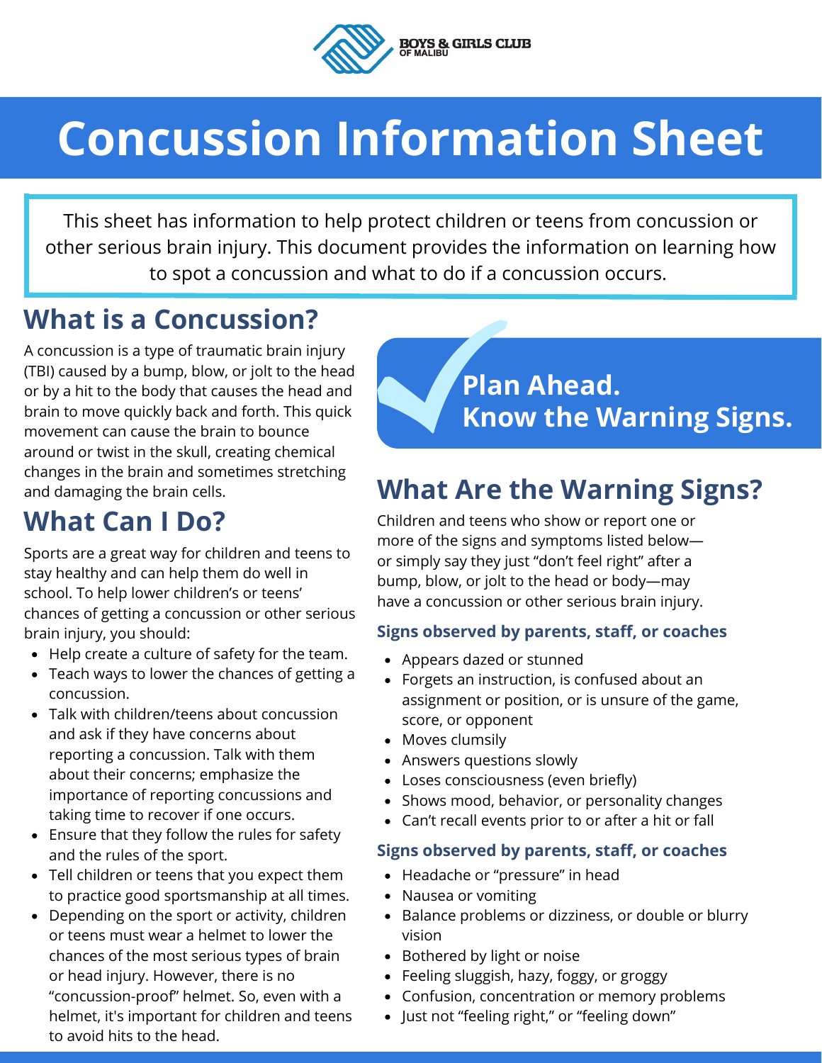BOYS & GIRLS CLUB OF MALIBU

# Concussion Information Sheet

This sheet has information to help protect children or teens from concussion or other serious brain injury. This document provides the information on learning how to spot a concussion and what to do if a concussion occurs.

## What is a Concussion?

A concussion is a type of traumatic brain injury (TBI) caused by a bump, blow, or jolt to the head or by a hit to the body that causes the head and brain to move quickly back and forth. This quick movement can cause the brain to bounce around or twist in the skull, creating chemical changes in the brain and sometimes stretching and damaging the brain cells.

## What Can I Do?

Sports are a great way for children and teens to stay healthy and can help them do well in school. To help lower children's or teens' chances of getting a concussion or other serious brain injury, you should:

- Help create a culture of safety for the team.
- Teach ways to lower the chances of getting a concussion.
- Talk with children/teens about concussion and ask if they have concerns about reporting a concussion. Talk with them about their concerns; emphasize the importance of reporting concussions and taking time to recover if one occurs.
- Ensure that they follow the rules for safety and the rules of the sport.
- Tell children or teens that you expect them to practice good sportsmanship at all times.
- Depending on the sport or activity, children or teens must wear a helmet to lower the chances of the most serious types of brain or head injury. However, there is no "concussion-proof" helmet. So, even with a helmet, it's important for children and teens to avoid hits to the head.

**Plan Ahead.**
**Know the Warning Signs.**

## What Are the Warning Signs?

Children and teens who show or report one or more of the signs and symptoms listed below—or simply say they just "don't feel right" after a bump, blow, or jolt to the head or body—may have a concussion or other serious brain injury.

### Signs observed by parents, staff, or coaches

- Appears dazed or stunned
- Forgets an instruction, is confused about an assignment or position, or is unsure of the game, score, or opponent
- Moves clumsily
- Answers questions slowly
- Loses consciousness (even briefly)
- Shows mood, behavior, or personality changes
- Can't recall events prior to or after a hit or fall

### Signs observed by parents, staff, or coaches

- Headache or "pressure" in head
- Nausea or vomiting
- Balance problems or dizziness, or double or blurry vision
- Bothered by light or noise
- Feeling sluggish, hazy, foggy, or groggy
- Confusion, concentration or memory problems
- Just not "feeling right," or "feeling down"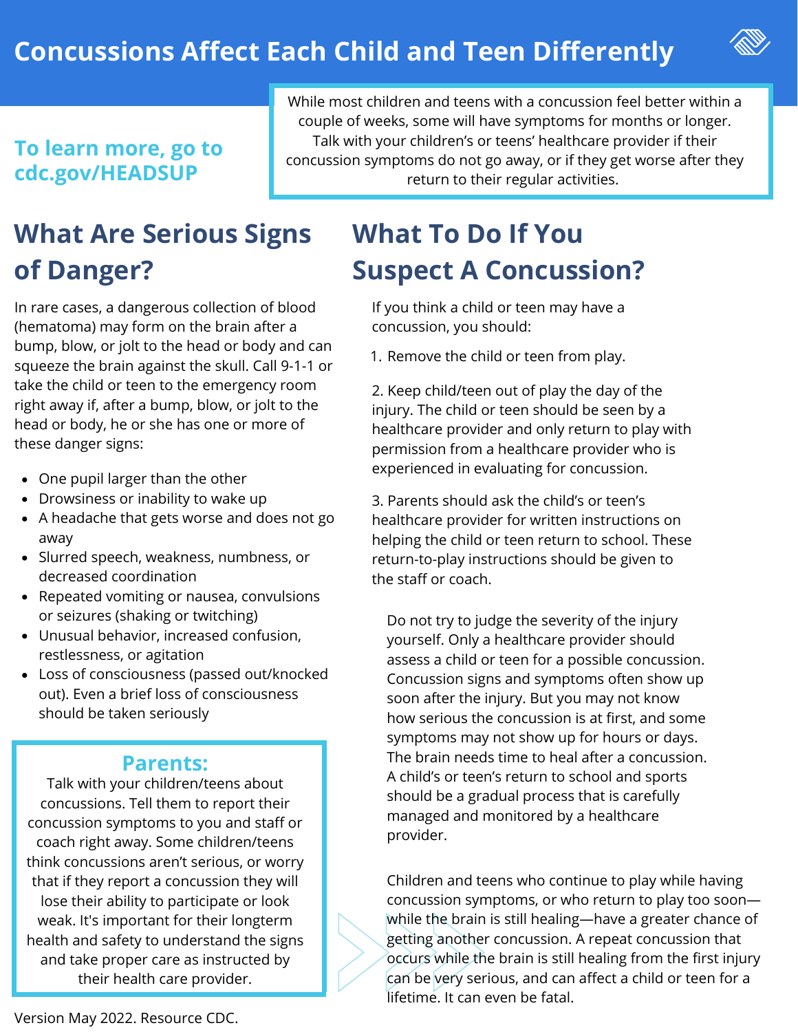# Concussions Affect Each Child and Teen Differently

**To learn more, go to cdc.gov/HEADSUP**

While most children and teens with a concussion feel better within a couple of weeks, some will have symptoms for months or longer. Talk with your children's or teens' healthcare provider if their concussion symptoms do not go away, or if they get worse after they return to their regular activities.

## What Are Serious Signs of Danger?

In rare cases, a dangerous collection of blood (hematoma) may form on the brain after a bump, blow, or jolt to the head or body and can squeeze the brain against the skull. Call 9-1-1 or take the child or teen to the emergency room right away if, after a bump, blow, or jolt to the head or body, he or she has one or more of these danger signs:

- One pupil larger than the other
- Drowsiness or inability to wake up
- A headache that gets worse and does not go away
- Slurred speech, weakness, numbness, or decreased coordination
- Repeated vomiting or nausea, convulsions or seizures (shaking or twitching)
- Unusual behavior, increased confusion, restlessness, or agitation
- Loss of consciousness (passed out/knocked out). Even a brief loss of consciousness should be taken seriously

### Parents:

Talk with your children/teens about concussions. Tell them to report their concussion symptoms to you and staff or coach right away. Some children/teens think concussions aren't serious, or worry that if they report a concussion they will lose their ability to participate or look weak. It's important for their longterm health and safety to understand the signs and take proper care as instructed by their health care provider.

## What To Do If You Suspect A Concussion?

If you think a child or teen may have a concussion, you should:

1. Remove the child or teen from play.
2. Keep child/teen out of play the day of the injury. The child or teen should be seen by a healthcare provider and only return to play with permission from a healthcare provider who is experienced in evaluating for concussion.
3. Parents should ask the child's or teen's healthcare provider for written instructions on helping the child or teen return to school. These return-to-play instructions should be given to the staff or coach.

Do not try to judge the severity of the injury yourself. Only a healthcare provider should assess a child or teen for a possible concussion. Concussion signs and symptoms often show up soon after the injury. But you may not know how serious the concussion is at first, and some symptoms may not show up for hours or days. The brain needs time to heal after a concussion. A child's or teen's return to school and sports should be a gradual process that is carefully managed and monitored by a healthcare provider.

Children and teens who continue to play while having concussion symptoms, or who return to play too soon—while the brain is still healing—have a greater chance of getting another concussion. A repeat concussion that occurs while the brain is still healing from the first injury can be very serious, and can affect a child or teen for a lifetime. It can even be fatal.

Version May 2022. Resource CDC.